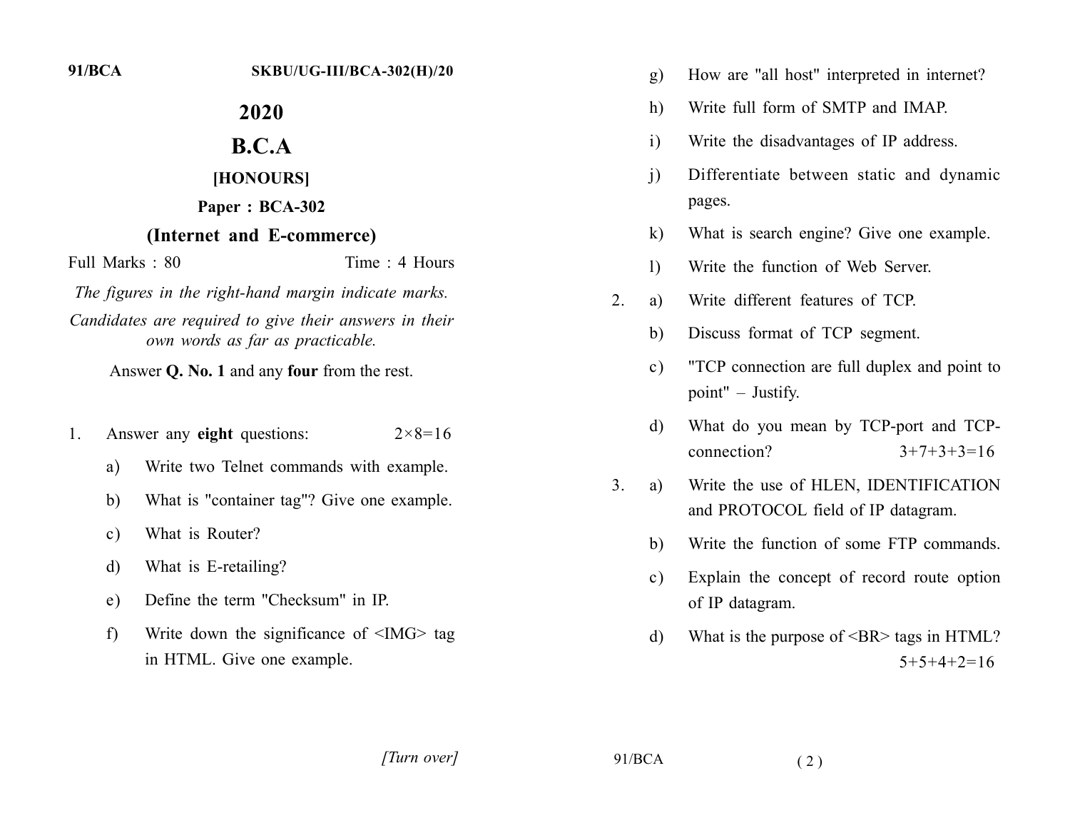91/BCA SKBU/UG-III/BCA-302(H)/20

# 2020

# B.C.A

## [HONOURS]

### Paper : BCA-302

### (Internet and E-commerce)

Full Marks : 80 Time : 4 Hours

*The figures in the right-hand margin indicate marks.*

*Candidates are required to give their answers in their own words as far as practicable.*

Answer **Q. No. 1** and any **four** from the rest.

1. Answer any **eight** questions: 2×8=16

   a) Write two Telnet commands with example.

   b) What is "container tag"? Give one example.

   c) What is Router?

   d) What is E-retailing?

   e) Define the term "Checksum" in IP.

   f) Write down the significance of <IMG> tag in HTML. Give one example.

   g) How are "all host" interpreted in internet?

   h) Write full form of SMTP and IMAP.

   i) Write the disadvantages of IP address.

   j) Differentiate between static and dynamic pages.

   k) What is search engine? Give one example.

   l) Write the function of Web Server.

2. a) Write different features of TCP.

   b) Discuss format of TCP segment.

   c) "TCP connection are full duplex and point to point" – Justify.

   d) What do you mean by TCP-port and TCP-connection? 3+7+3+3=16

3. a) Write the use of HLEN, IDENTIFICATION and PROTOCOL field of IP datagram.

   b) Write the function of some FTP commands.

   c) Explain the concept of record route option of IP datagram.

   d) What is the purpose of <BR> tags in HTML? 5+5+4+2=16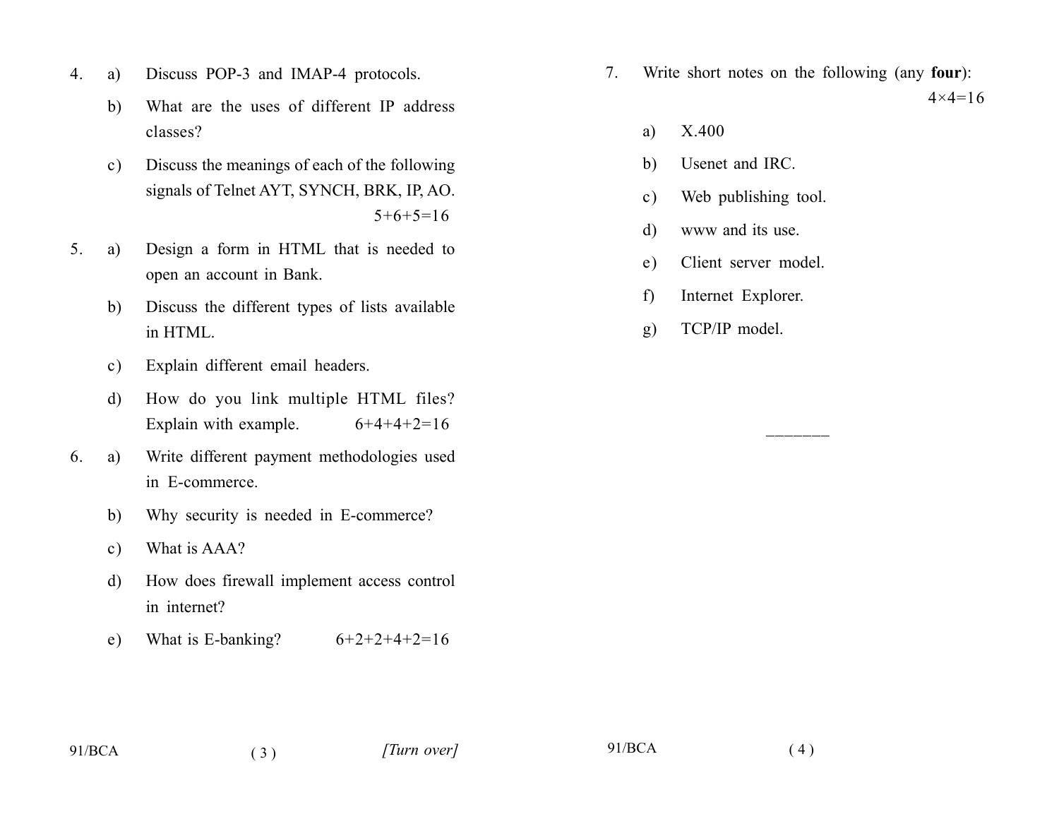4. a) Discuss POP-3 and IMAP-4 protocols.

   b) What are the uses of different IP address classes?

   c) Discuss the meanings of each of the following signals of Telnet AYT, SYNCH, BRK, IP, AO.

   5+6+5=16

5. a) Design a form in HTML that is needed to open an account in Bank.

   b) Discuss the different types of lists available in HTML.

   c) Explain different email headers.

   d) How do you link multiple HTML files? Explain with example. 6+4+4+2=16

6. a) Write different payment methodologies used in E-commerce.

   b) Why security is needed in E-commerce?

   c) What is AAA?

   d) How does firewall implement access control in internet?

   e) What is E-banking? 6+2+2+4+2=16

7. Write short notes on the following (any **four**):

   4×4=16

   a) X.400

   b) Usenet and IRC.

   c) Web publishing tool.

   d) www and its use.

   e) Client server model.

   f) Internet Explorer.

   g) TCP/IP model.

_______